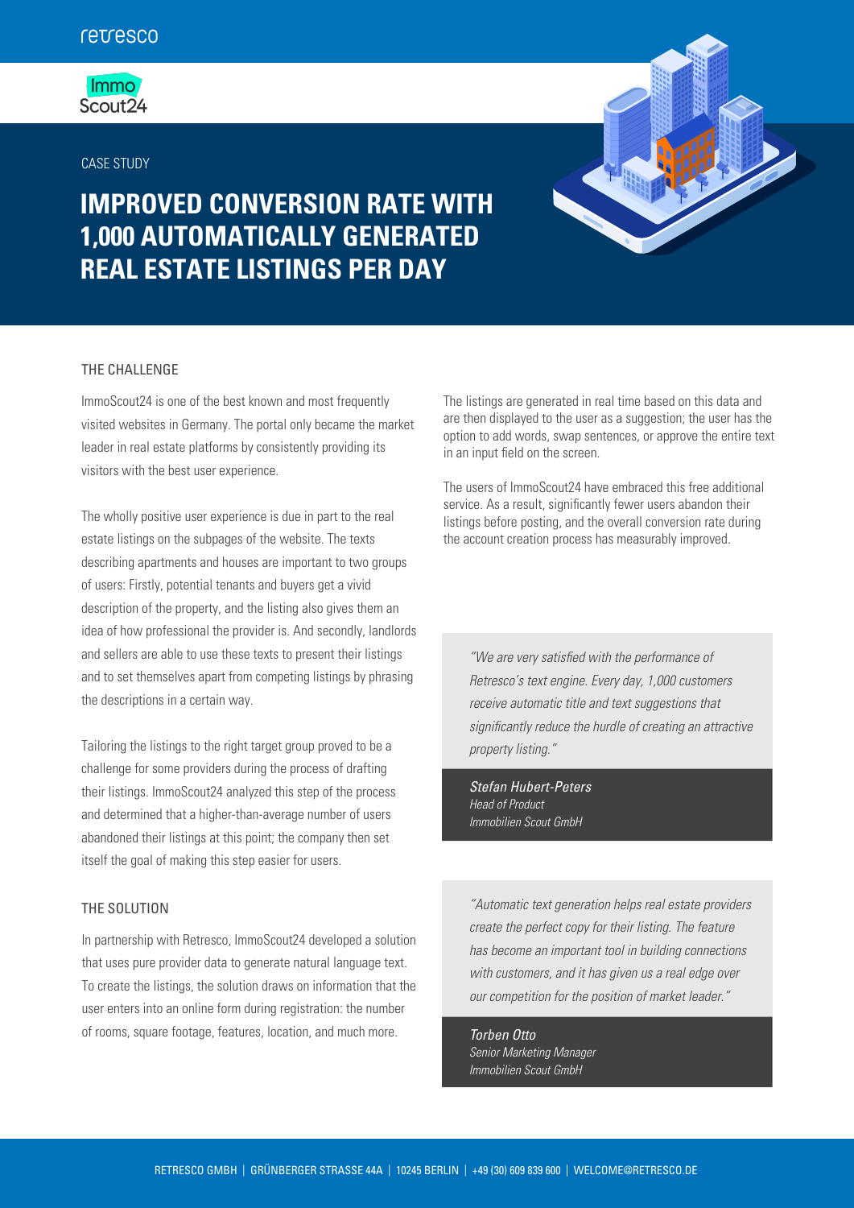retresco

Immo Scout24

CASE STUDY

# IMPROVED CONVERSION RATE WITH 1,000 AUTOMATICALLY GENERATED REAL ESTATE LISTINGS PER DAY

## THE CHALLENGE

ImmoScout24 is one of the best known and most frequently visited websites in Germany. The portal only became the market leader in real estate platforms by consistently providing its visitors with the best user experience.

The wholly positive user experience is due in part to the real estate listings on the subpages of the website. The texts describing apartments and houses are important to two groups of users: Firstly, potential tenants and buyers get a vivid description of the property, and the listing also gives them an idea of how professional the provider is. And secondly, landlords and sellers are able to use these texts to present their listings and to set themselves apart from competing listings by phrasing the descriptions in a certain way.

Tailoring the listings to the right target group proved to be a challenge for some providers during the process of drafting their listings. ImmoScout24 analyzed this step of the process and determined that a higher-than-average number of users abandoned their listings at this point; the company then set itself the goal of making this step easier for users.

## THE SOLUTION

In partnership with Retresco, ImmoScout24 developed a solution that uses pure provider data to generate natural language text. To create the listings, the solution draws on information that the user enters into an online form during registration: the number of rooms, square footage, features, location, and much more.

The listings are generated in real time based on this data and are then displayed to the user as a suggestion; the user has the option to add words, swap sentences, or approve the entire text in an input field on the screen.

The users of ImmoScout24 have embraced this free additional service. As a result, significantly fewer users abandon their listings before posting, and the overall conversion rate during the account creation process has measurably improved.

> *"We are very satisfied with the performance of Retresco's text engine. Every day, 1,000 customers receive automatic title and text suggestions that significantly reduce the hurdle of creating an attractive property listing."*
>
> *Stefan Hubert-Peters*
> *Head of Product*
> *Immobilien Scout GmbH*

> *"Automatic text generation helps real estate providers create the perfect copy for their listing. The feature has become an important tool in building connections with customers, and it has given us a real edge over our competition for the position of market leader."*
>
> *Torben Otto*
> *Senior Marketing Manager*
> *Immobilien Scout GmbH*

RETRESCO GMBH | GRÜNBERGER STRASSE 44A | 10245 BERLIN | +49 (30) 609 839 600 | WELCOME@RETRESCO.DE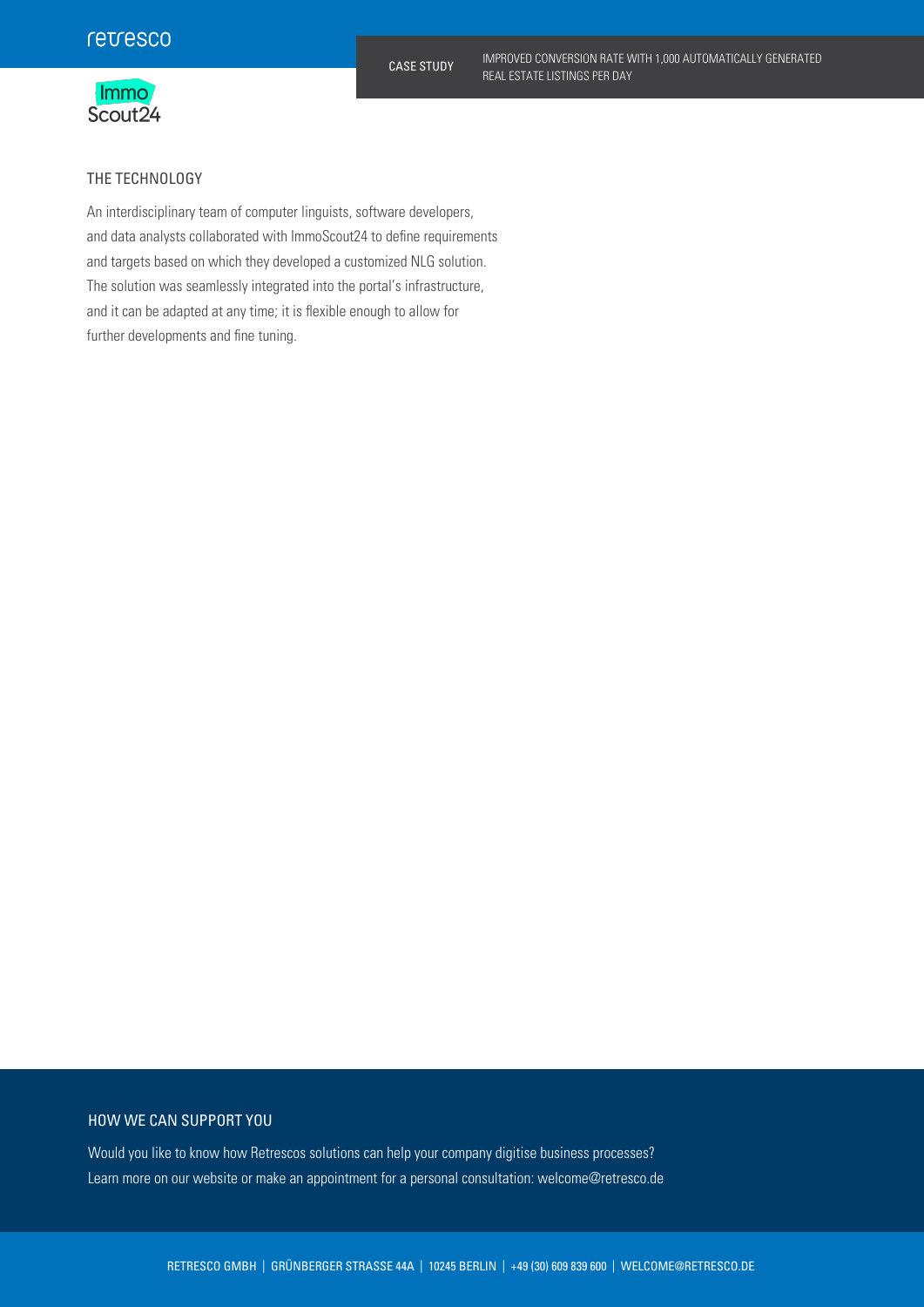## THE TECHNOLOGY

An interdisciplinary team of computer linguists, software developers, and data analysts collaborated with ImmoScout24 to define requirements and targets based on which they developed a customized NLG solution. The solution was seamlessly integrated into the portal's infrastructure, and it can be adapted at any time; it is flexible enough to allow for further developments and fine tuning.

## HOW WE CAN SUPPORT YOU

Would you like to know how Retrescos solutions can help your company digitise business processes? Learn more on our website or make an appointment for a personal consultation: welcome@retresco.de

RETRESCO GMBH | GRÜNBERGER STRASSE 44A | 10245 BERLIN | +49 (30) 609 839 600 | WELCOME@RETRESCO.DE